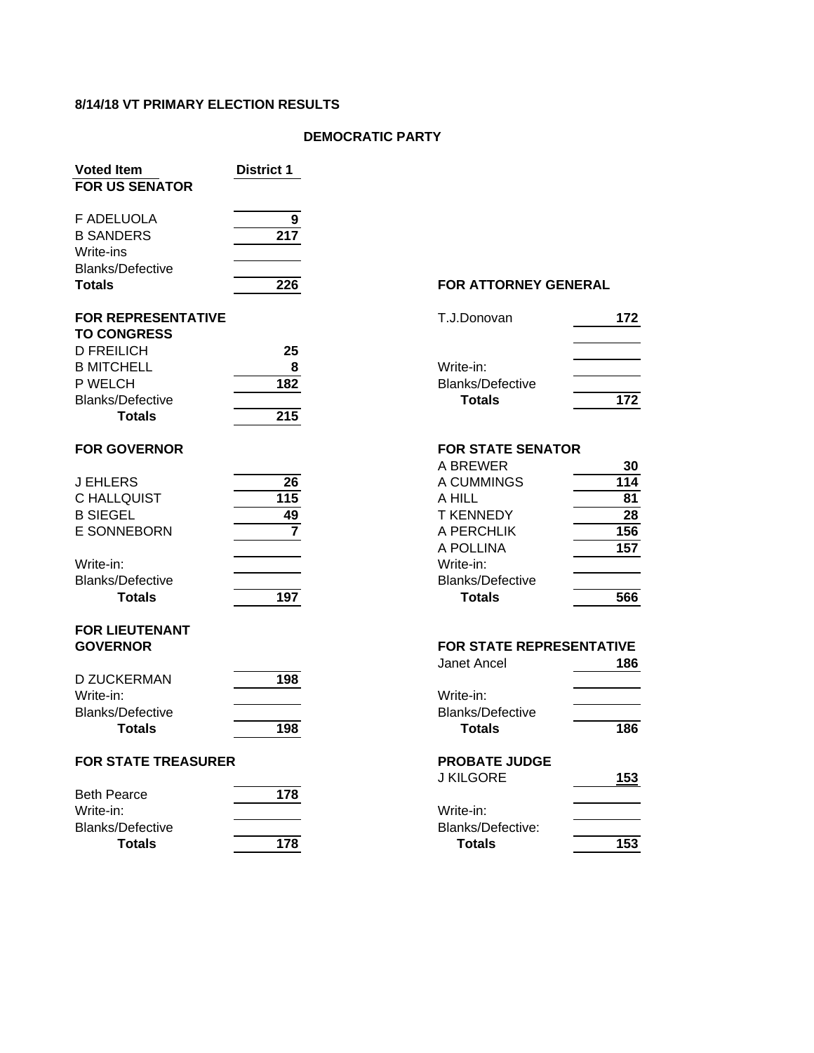**8/14/18 VT PRIMARY ELECTION RESULTS**

**DEMOCRATIC PARTY**

| Voted Item | District 1 |
|---|---|
| **FOR US SENATOR** | |
| F ADELUOLA | 9 |
| B SANDERS | 217 |
| Write-ins | |
| Blanks/Defective | |
| **Totals** | 226 |

| **FOR REPRESENTATIVE TO CONGRESS** | |
|---|---|
| D FREILICH | 25 |
| B MITCHELL | 8 |
| P WELCH | 182 |
| Blanks/Defective | |
| **Totals** | 215 |

| **FOR GOVERNOR** | |
|---|---|
| J EHLERS | 26 |
| C HALLQUIST | 115 |
| B SIEGEL | 49 |
| E SONNEBORN | 7 |
| Write-in: | |
| Blanks/Defective | |
| **Totals** | 197 |

| **FOR LIEUTENANT GOVERNOR** | |
|---|---|
| D ZUCKERMAN | 198 |
| Write-in: | |
| Blanks/Defective | |
| **Totals** | 198 |

| **FOR STATE TREASURER** | |
|---|---|
| Beth Pearce | 178 |
| Write-in: | |
| Blanks/Defective | |
| **Totals** | 178 |

| **FOR ATTORNEY GENERAL** | |
|---|---|
| T.J.Donovan | 172 |
| Write-in: | |
| Blanks/Defective | |
| **Totals** | 172 |

| **FOR STATE SENATOR** | |
|---|---|
| A BREWER | 30 |
| A CUMMINGS | 114 |
| A HILL | 81 |
| T KENNEDY | 28 |
| A PERCHLIK | 156 |
| A POLLINA | 157 |
| Write-in: | |
| Blanks/Defective | |
| **Totals** | 566 |

| **FOR STATE REPRESENTATIVE** | |
|---|---|
| Janet Ancel | 186 |
| Write-in: | |
| Blanks/Defective | |
| **Totals** | 186 |

| **PROBATE JUDGE** | |
|---|---|
| J KILGORE | 153 |
| Write-in: | |
| Blanks/Defective: | |
| **Totals** | 153 |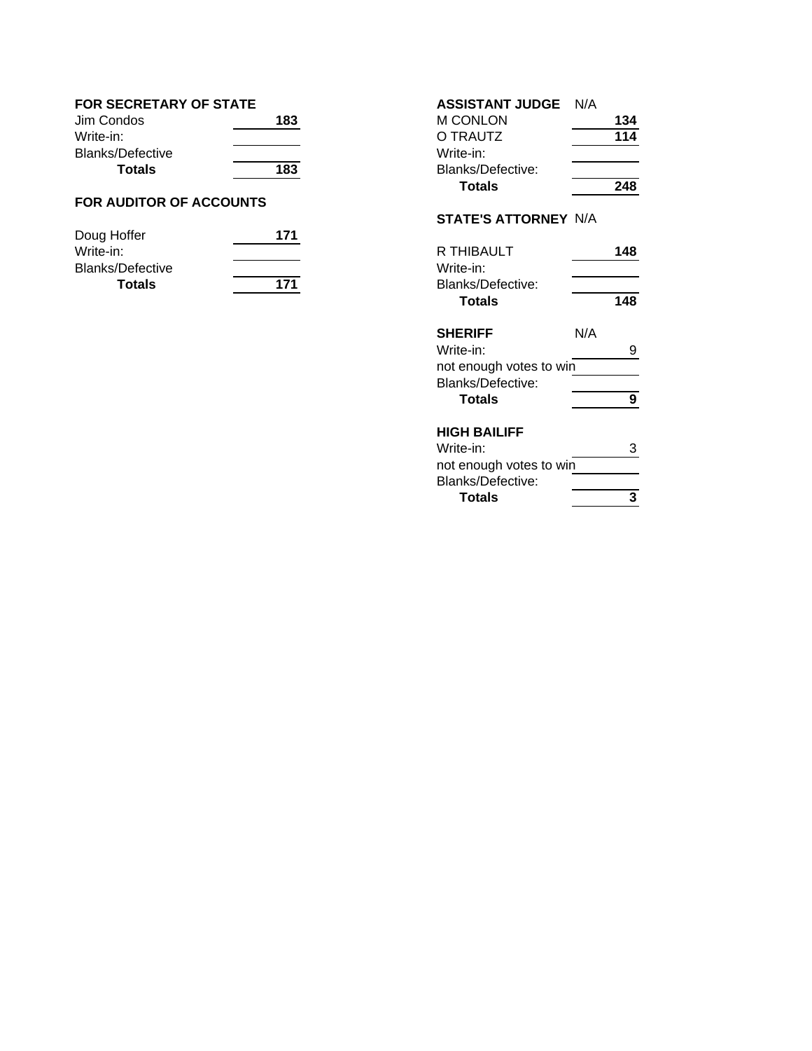**FOR SECRETARY OF STATE**

| | |
|---|---|
| Jim Condos | **183** |
| Write-in: | |
| Blanks/Defective | |
| **Totals** | **183** |

**FOR AUDITOR OF ACCOUNTS**

| | |
|---|---|
| Doug Hoffer | **171** |
| Write-in: | |
| Blanks/Defective | |
| **Totals** | **171** |

**ASSISTANT JUDGE** N/A

| | |
|---|---|
| M CONLON | **134** |
| O TRAUTZ | **114** |
| Write-in: | |
| Blanks/Defective: | |
| **Totals** | **248** |

**STATE'S ATTORNEY** N/A

| | |
|---|---|
| R THIBAULT | **148** |
| Write-in: | |
| Blanks/Defective: | |
| **Totals** | **148** |

**SHERIFF** N/A

| | |
|---|---|
| Write-in: | 9 |
| not enough votes to win | |
| Blanks/Defective: | |
| **Totals** | **9** |

**HIGH BAILIFF**

| | |
|---|---|
| Write-in: | 3 |
| not enough votes to win | |
| Blanks/Defective: | |
| **Totals** | **3** |